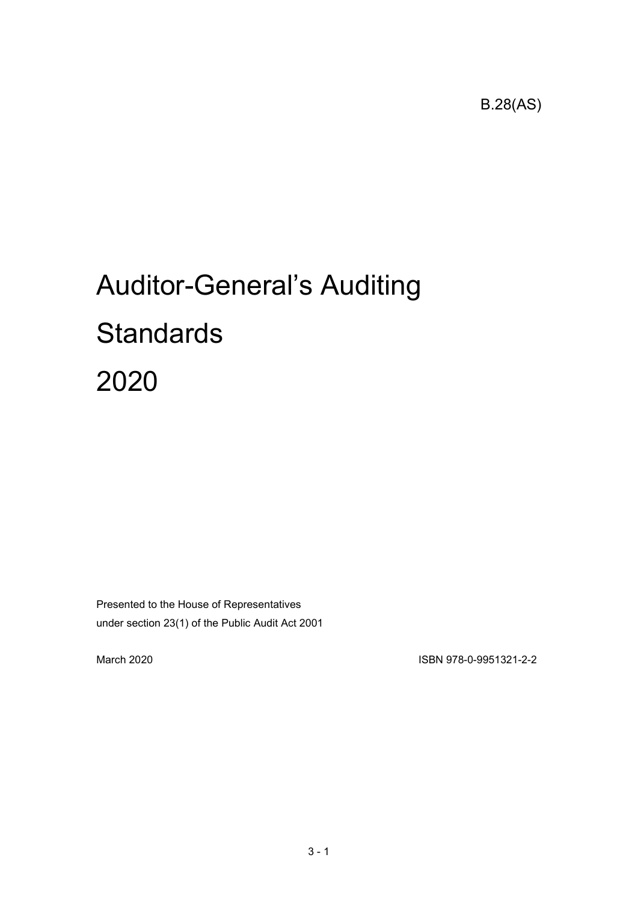B.28(AS)

# Auditor-General's Auditing Standards 2020

Presented to the House of Representatives
under section 23(1) of the Public Audit Act 2001

March 2020

ISBN 978-0-9951321-2-2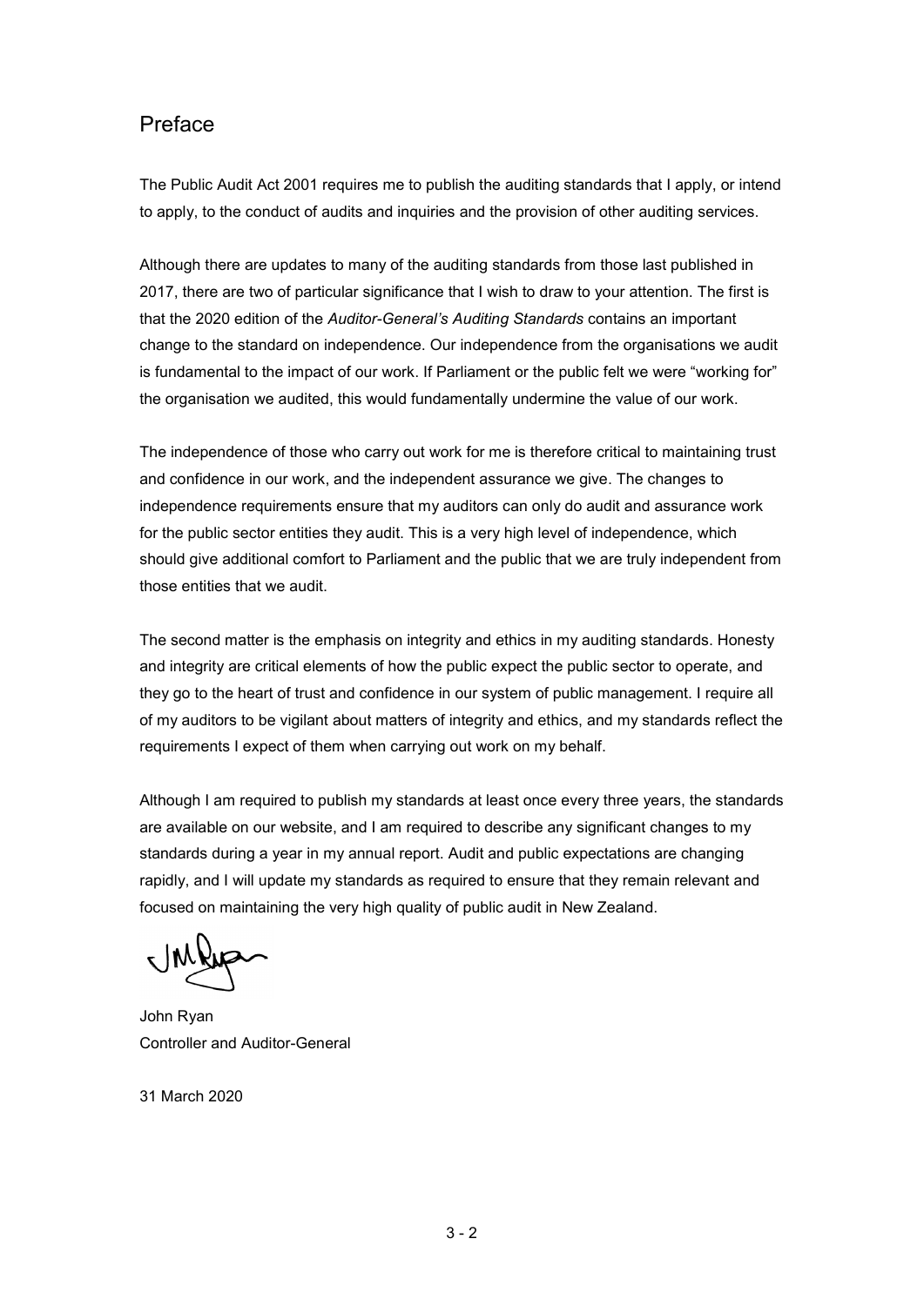## Preface

The Public Audit Act 2001 requires me to publish the auditing standards that I apply, or intend to apply, to the conduct of audits and inquiries and the provision of other auditing services.

Although there are updates to many of the auditing standards from those last published in 2017, there are two of particular significance that I wish to draw to your attention. The first is that the 2020 edition of the *Auditor-General's Auditing Standards* contains an important change to the standard on independence. Our independence from the organisations we audit is fundamental to the impact of our work. If Parliament or the public felt we were "working for" the organisation we audited, this would fundamentally undermine the value of our work.

The independence of those who carry out work for me is therefore critical to maintaining trust and confidence in our work, and the independent assurance we give. The changes to independence requirements ensure that my auditors can only do audit and assurance work for the public sector entities they audit. This is a very high level of independence, which should give additional comfort to Parliament and the public that we are truly independent from those entities that we audit.

The second matter is the emphasis on integrity and ethics in my auditing standards. Honesty and integrity are critical elements of how the public expect the public sector to operate, and they go to the heart of trust and confidence in our system of public management. I require all of my auditors to be vigilant about matters of integrity and ethics, and my standards reflect the requirements I expect of them when carrying out work on my behalf.

Although I am required to publish my standards at least once every three years, the standards are available on our website, and I am required to describe any significant changes to my standards during a year in my annual report. Audit and public expectations are changing rapidly, and I will update my standards as required to ensure that they remain relevant and focused on maintaining the very high quality of public audit in New Zealand.

John Ryan
Controller and Auditor-General

31 March 2020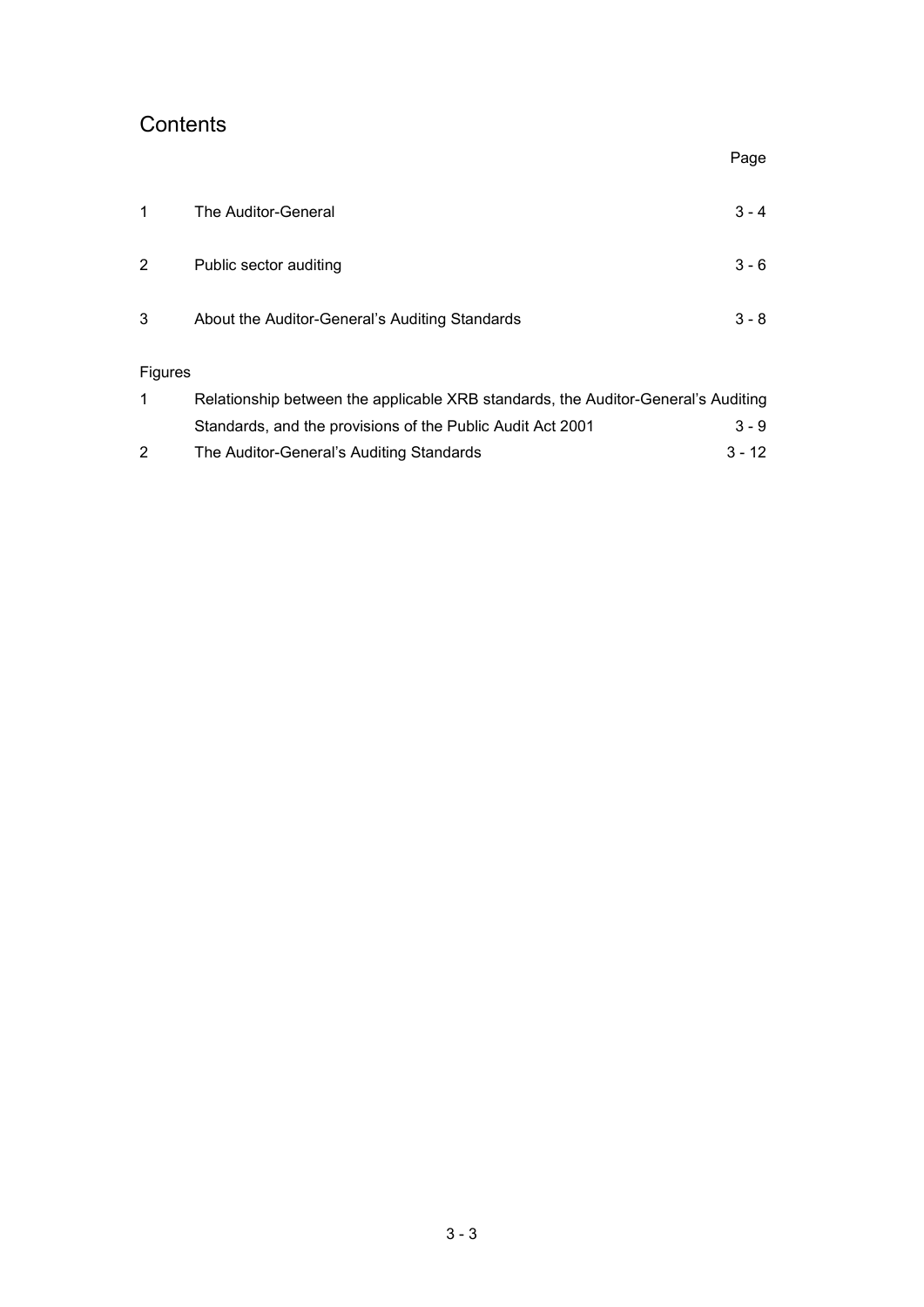# Contents

| | | Page |
|---|---|---|
| 1 | The Auditor-General | 3 - 4 |
| 2 | Public sector auditing | 3 - 6 |
| 3 | About the Auditor-General's Auditing Standards | 3 - 8 |

## Figures

| | | |
|---|---|---|
| 1 | Relationship between the applicable XRB standards, the Auditor-General's Auditing Standards, and the provisions of the Public Audit Act 2001 | 3 - 9 |
| 2 | The Auditor-General's Auditing Standards | 3 - 12 |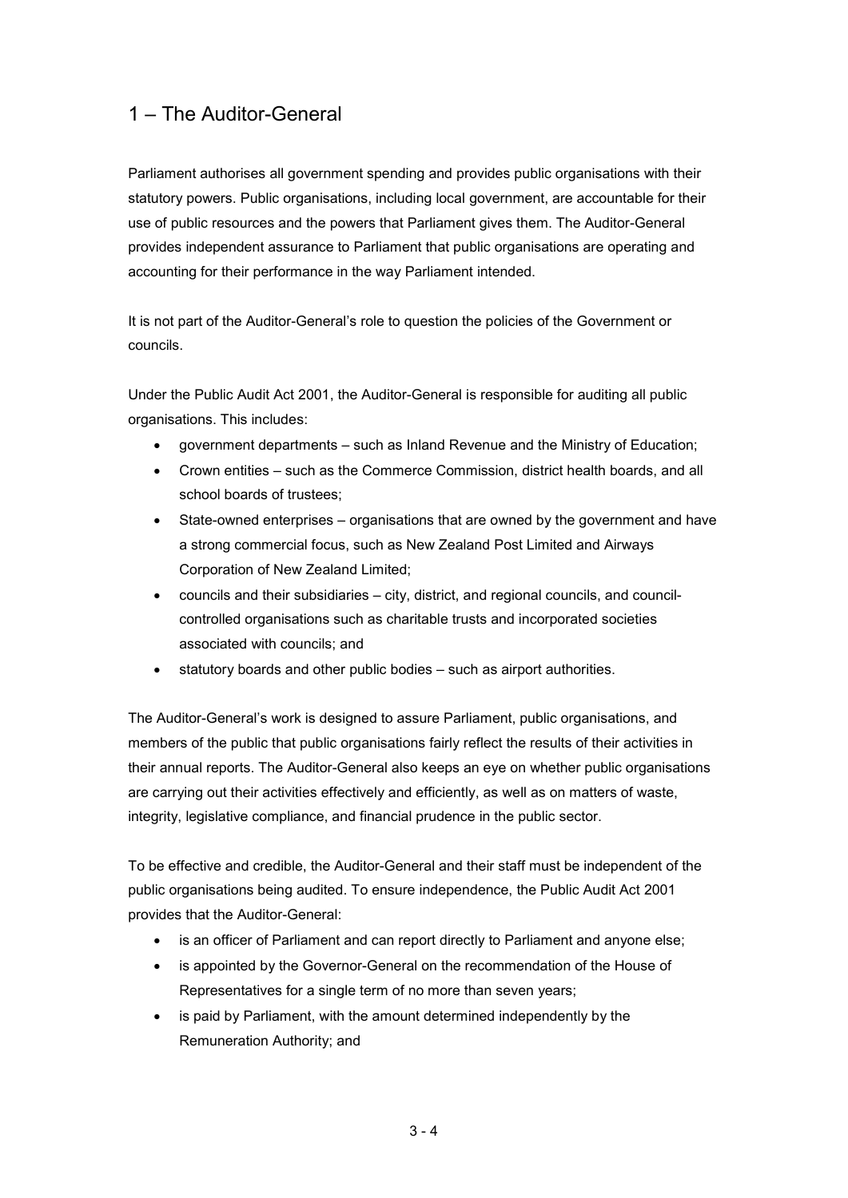# 1 – The Auditor-General

Parliament authorises all government spending and provides public organisations with their statutory powers. Public organisations, including local government, are accountable for their use of public resources and the powers that Parliament gives them. The Auditor-General provides independent assurance to Parliament that public organisations are operating and accounting for their performance in the way Parliament intended.

It is not part of the Auditor-General's role to question the policies of the Government or councils.

Under the Public Audit Act 2001, the Auditor-General is responsible for auditing all public organisations. This includes:

- government departments – such as Inland Revenue and the Ministry of Education;
- Crown entities – such as the Commerce Commission, district health boards, and all school boards of trustees;
- State-owned enterprises – organisations that are owned by the government and have a strong commercial focus, such as New Zealand Post Limited and Airways Corporation of New Zealand Limited;
- councils and their subsidiaries – city, district, and regional councils, and council-controlled organisations such as charitable trusts and incorporated societies associated with councils; and
- statutory boards and other public bodies – such as airport authorities.

The Auditor-General's work is designed to assure Parliament, public organisations, and members of the public that public organisations fairly reflect the results of their activities in their annual reports. The Auditor-General also keeps an eye on whether public organisations are carrying out their activities effectively and efficiently, as well as on matters of waste, integrity, legislative compliance, and financial prudence in the public sector.

To be effective and credible, the Auditor-General and their staff must be independent of the public organisations being audited. To ensure independence, the Public Audit Act 2001 provides that the Auditor-General:

- is an officer of Parliament and can report directly to Parliament and anyone else;
- is appointed by the Governor-General on the recommendation of the House of Representatives for a single term of no more than seven years;
- is paid by Parliament, with the amount determined independently by the Remuneration Authority; and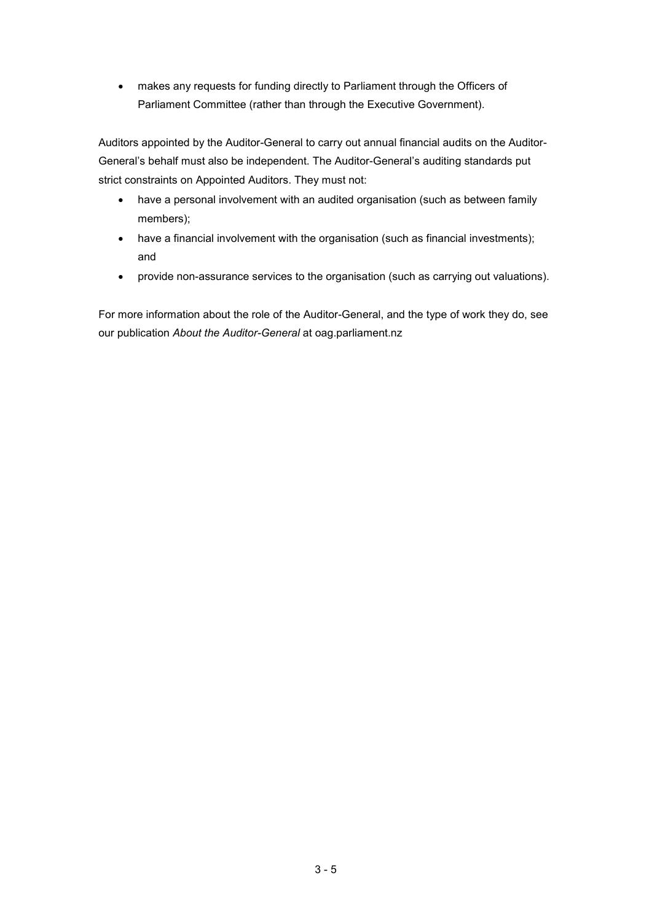- makes any requests for funding directly to Parliament through the Officers of Parliament Committee (rather than through the Executive Government).

Auditors appointed by the Auditor-General to carry out annual financial audits on the Auditor-General's behalf must also be independent. The Auditor-General's auditing standards put strict constraints on Appointed Auditors. They must not:

- have a personal involvement with an audited organisation (such as between family members);
- have a financial involvement with the organisation (such as financial investments); and
- provide non-assurance services to the organisation (such as carrying out valuations).

For more information about the role of the Auditor-General, and the type of work they do, see our publication *About the Auditor-General* at oag.parliament.nz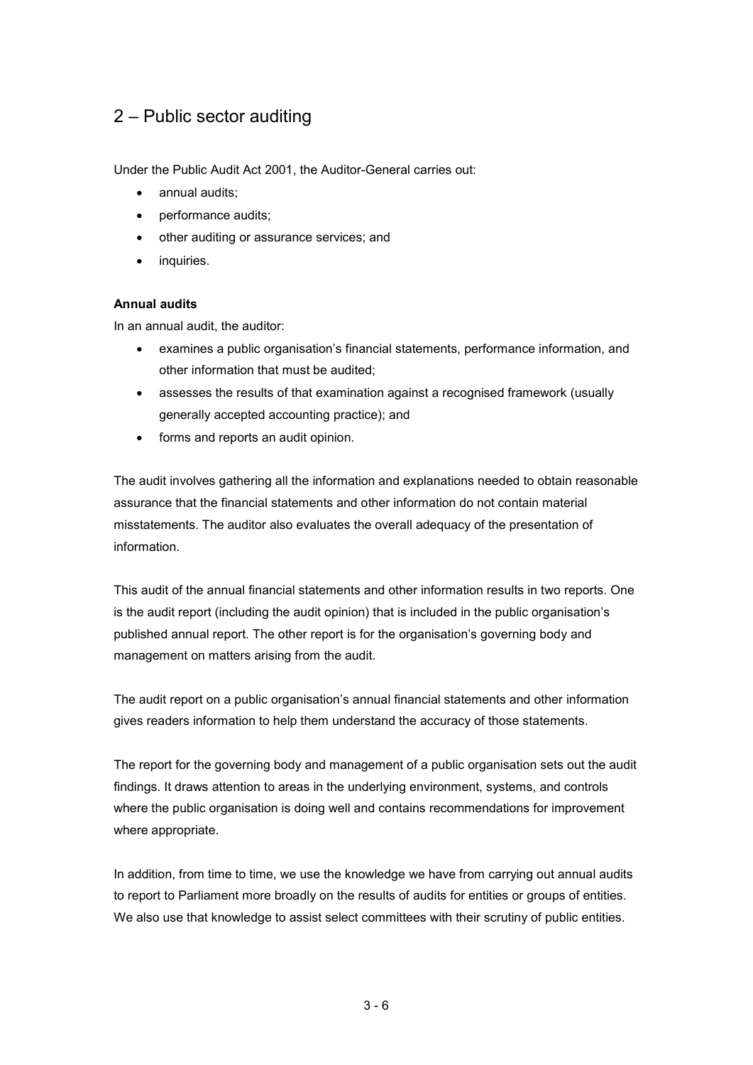## 2 – Public sector auditing

Under the Public Audit Act 2001, the Auditor-General carries out:

- annual audits;
- performance audits;
- other auditing or assurance services; and
- inquiries.

**Annual audits**

In an annual audit, the auditor:

- examines a public organisation's financial statements, performance information, and other information that must be audited;
- assesses the results of that examination against a recognised framework (usually generally accepted accounting practice); and
- forms and reports an audit opinion.

The audit involves gathering all the information and explanations needed to obtain reasonable assurance that the financial statements and other information do not contain material misstatements. The auditor also evaluates the overall adequacy of the presentation of information.

This audit of the annual financial statements and other information results in two reports. One is the audit report (including the audit opinion) that is included in the public organisation's published annual report. The other report is for the organisation's governing body and management on matters arising from the audit.

The audit report on a public organisation's annual financial statements and other information gives readers information to help them understand the accuracy of those statements.

The report for the governing body and management of a public organisation sets out the audit findings. It draws attention to areas in the underlying environment, systems, and controls where the public organisation is doing well and contains recommendations for improvement where appropriate.

In addition, from time to time, we use the knowledge we have from carrying out annual audits to report to Parliament more broadly on the results of audits for entities or groups of entities. We also use that knowledge to assist select committees with their scrutiny of public entities.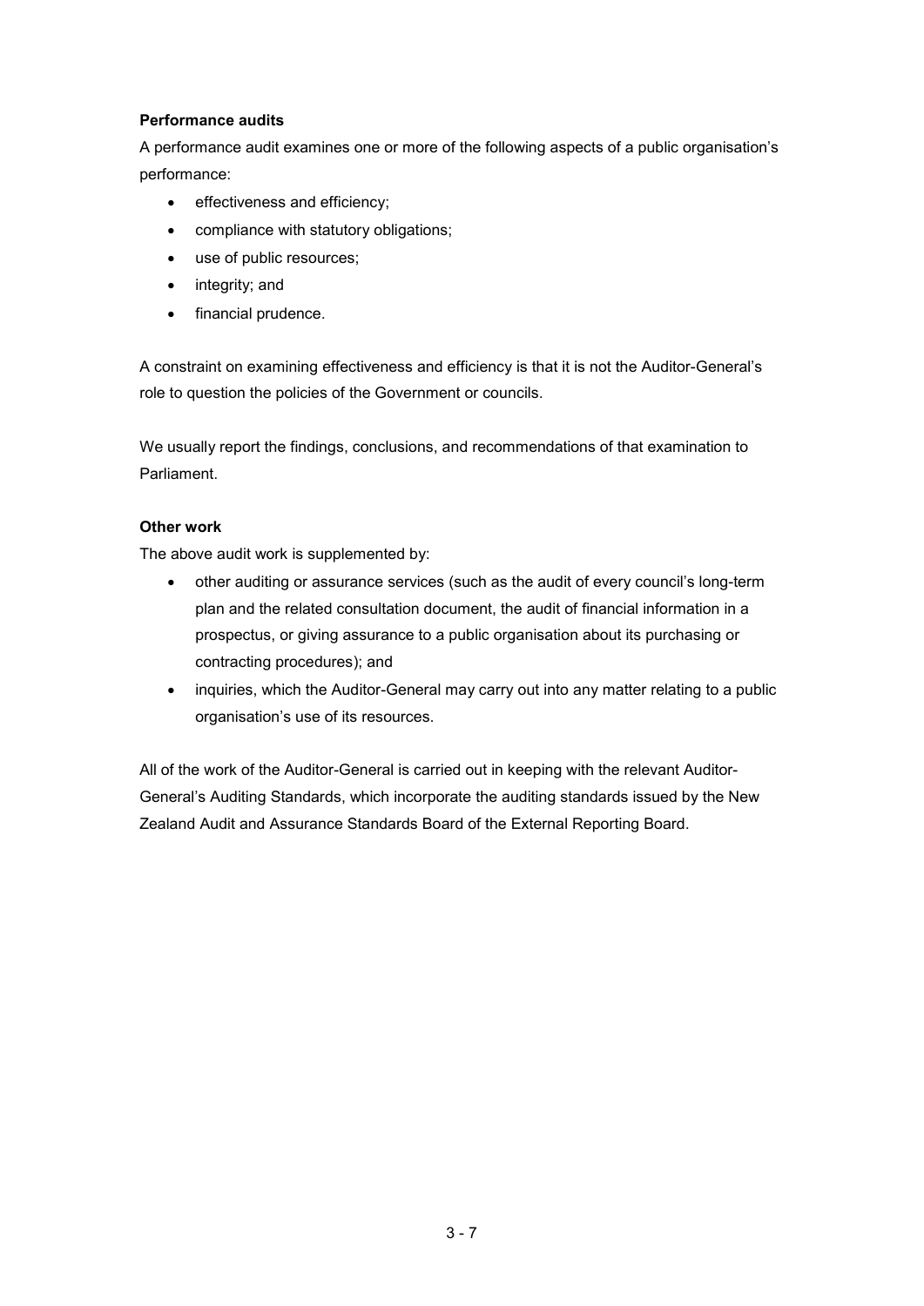**Performance audits**

A performance audit examines one or more of the following aspects of a public organisation's performance:

- effectiveness and efficiency;
- compliance with statutory obligations;
- use of public resources;
- integrity; and
- financial prudence.

A constraint on examining effectiveness and efficiency is that it is not the Auditor-General's role to question the policies of the Government or councils.

We usually report the findings, conclusions, and recommendations of that examination to Parliament.

**Other work**

The above audit work is supplemented by:

- other auditing or assurance services (such as the audit of every council's long-term plan and the related consultation document, the audit of financial information in a prospectus, or giving assurance to a public organisation about its purchasing or contracting procedures); and
- inquiries, which the Auditor-General may carry out into any matter relating to a public organisation's use of its resources.

All of the work of the Auditor-General is carried out in keeping with the relevant Auditor-General's Auditing Standards, which incorporate the auditing standards issued by the New Zealand Audit and Assurance Standards Board of the External Reporting Board.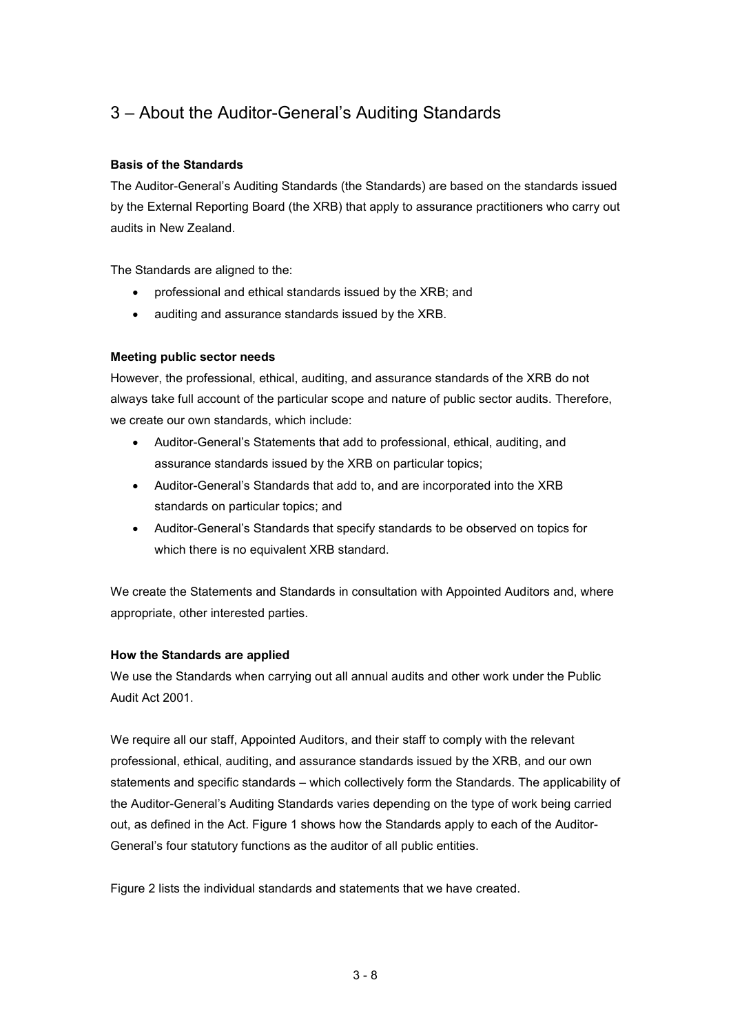# 3 – About the Auditor-General's Auditing Standards

**Basis of the Standards**

The Auditor-General's Auditing Standards (the Standards) are based on the standards issued by the External Reporting Board (the XRB) that apply to assurance practitioners who carry out audits in New Zealand.

The Standards are aligned to the:

- professional and ethical standards issued by the XRB; and
- auditing and assurance standards issued by the XRB.

**Meeting public sector needs**

However, the professional, ethical, auditing, and assurance standards of the XRB do not always take full account of the particular scope and nature of public sector audits. Therefore, we create our own standards, which include:

- Auditor-General's Statements that add to professional, ethical, auditing, and assurance standards issued by the XRB on particular topics;
- Auditor-General's Standards that add to, and are incorporated into the XRB standards on particular topics; and
- Auditor-General's Standards that specify standards to be observed on topics for which there is no equivalent XRB standard.

We create the Statements and Standards in consultation with Appointed Auditors and, where appropriate, other interested parties.

**How the Standards are applied**

We use the Standards when carrying out all annual audits and other work under the Public Audit Act 2001.

We require all our staff, Appointed Auditors, and their staff to comply with the relevant professional, ethical, auditing, and assurance standards issued by the XRB, and our own statements and specific standards – which collectively form the Standards. The applicability of the Auditor-General's Auditing Standards varies depending on the type of work being carried out, as defined in the Act. Figure 1 shows how the Standards apply to each of the Auditor-General's four statutory functions as the auditor of all public entities.

Figure 2 lists the individual standards and statements that we have created.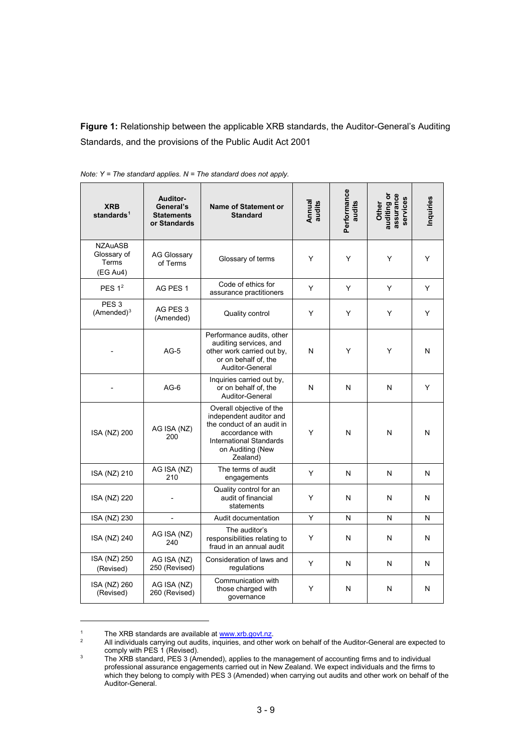**Figure 1:** Relationship between the applicable XRB standards, the Auditor-General's Auditing Standards, and the provisions of the Public Audit Act 2001

*Note: Y = The standard applies. N = The standard does not apply.*

| XRB standards[1] | Auditor-General's Statements or Standards | Name of Statement or Standard | Annual audits | Performance audits | Other auditing or assurance services | Inquiries |
|---|---|---|---|---|---|---|
| NZAuASB Glossary of Terms (EG Au4) | AG Glossary of Terms | Glossary of terms | Y | Y | Y | Y |
| PES 1[2] | AG PES 1 | Code of ethics for assurance practitioners | Y | Y | Y | Y |
| PES 3 (Amended)[3] | AG PES 3 (Amended) | Quality control | Y | Y | Y | Y |
| - | AG-5 | Performance audits, other auditing services, and other work carried out by, or on behalf of, the Auditor-General | N | Y | Y | N |
| - | AG-6 | Inquiries carried out by, or on behalf of, the Auditor-General | N | N | N | Y |
| ISA (NZ) 200 | AG ISA (NZ) 200 | Overall objective of the independent auditor and the conduct of an audit in accordance with International Standards on Auditing (New Zealand) | Y | N | N | N |
| ISA (NZ) 210 | AG ISA (NZ) 210 | The terms of audit engagements | Y | N | N | N |
| ISA (NZ) 220 | - | Quality control for an audit of financial statements | Y | N | N | N |
| ISA (NZ) 230 | - | Audit documentation | Y | N | N | N |
| ISA (NZ) 240 | AG ISA (NZ) 240 | The auditor's responsibilities relating to fraud in an annual audit | Y | N | N | N |
| ISA (NZ) 250 (Revised) | AG ISA (NZ) 250 (Revised) | Consideration of laws and regulations | Y | N | N | N |
| ISA (NZ) 260 (Revised) | AG ISA (NZ) 260 (Revised) | Communication with those charged with governance | Y | N | N | N |

[1] The XRB standards are available at www.xrb.govt.nz.

[2] All individuals carrying out audits, inquiries, and other work on behalf of the Auditor-General are expected to comply with PES 1 (Revised).

[3] The XRB standard, PES 3 (Amended), applies to the management of accounting firms and to individual professional assurance engagements carried out in New Zealand. We expect individuals and the firms to which they belong to comply with PES 3 (Amended) when carrying out audits and other work on behalf of the Auditor-General.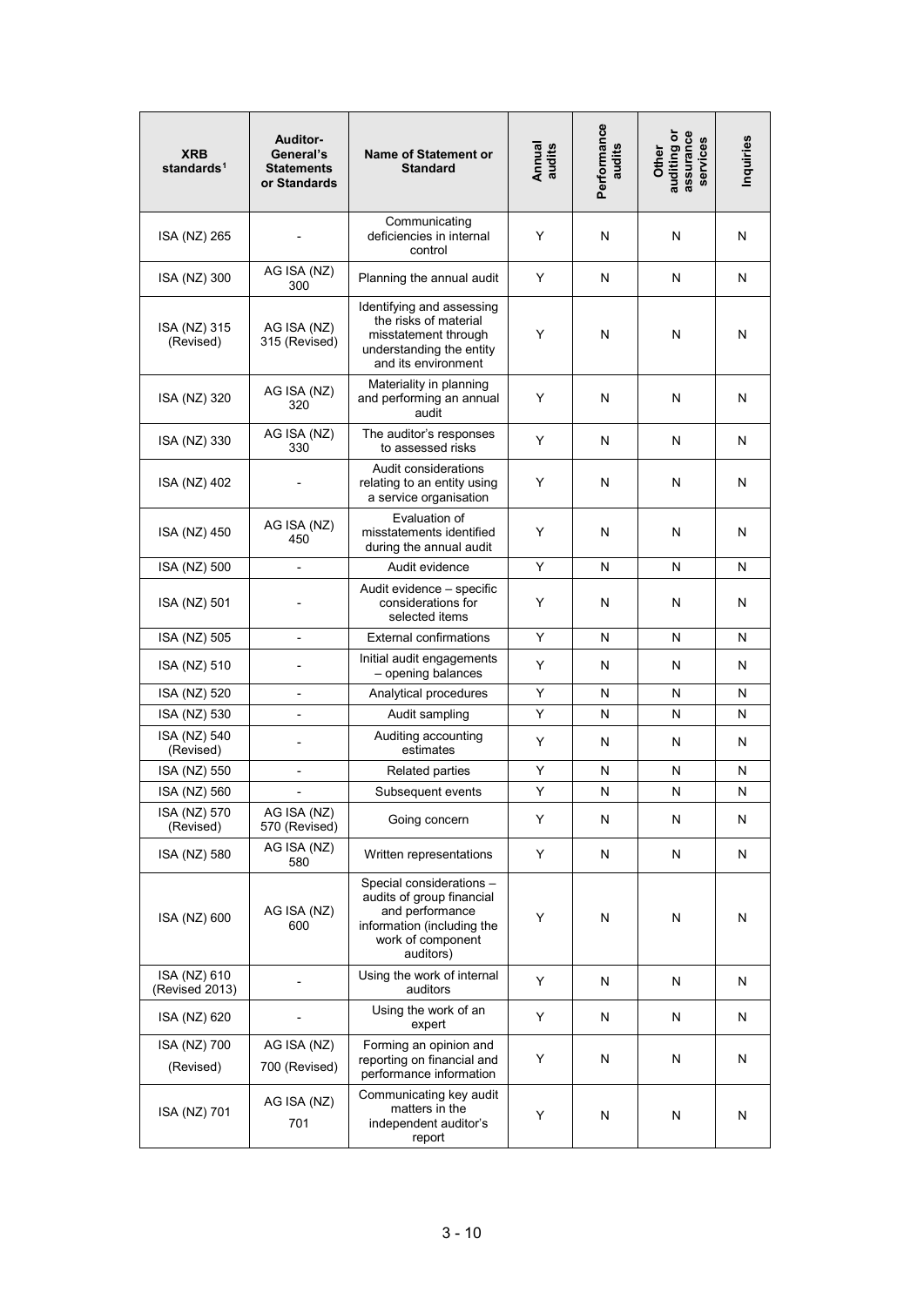| XRB standards[1] | Auditor-General's Statements or Standards | Name of Statement or Standard | Annual audits | Performance audits | Other auditing or assurance services | Inquiries |
|---|---|---|---|---|---|---|
| ISA (NZ) 265 | - | Communicating deficiencies in internal control | Y | N | N | N |
| ISA (NZ) 300 | AG ISA (NZ) 300 | Planning the annual audit | Y | N | N | N |
| ISA (NZ) 315 (Revised) | AG ISA (NZ) 315 (Revised) | Identifying and assessing the risks of material misstatement through understanding the entity and its environment | Y | N | N | N |
| ISA (NZ) 320 | AG ISA (NZ) 320 | Materiality in planning and performing an annual audit | Y | N | N | N |
| ISA (NZ) 330 | AG ISA (NZ) 330 | The auditor's responses to assessed risks | Y | N | N | N |
| ISA (NZ) 402 | - | Audit considerations relating to an entity using a service organisation | Y | N | N | N |
| ISA (NZ) 450 | AG ISA (NZ) 450 | Evaluation of misstatements identified during the annual audit | Y | N | N | N |
| ISA (NZ) 500 | - | Audit evidence | Y | N | N | N |
| ISA (NZ) 501 | - | Audit evidence – specific considerations for selected items | Y | N | N | N |
| ISA (NZ) 505 | - | External confirmations | Y | N | N | N |
| ISA (NZ) 510 | - | Initial audit engagements – opening balances | Y | N | N | N |
| ISA (NZ) 520 | - | Analytical procedures | Y | N | N | N |
| ISA (NZ) 530 | - | Audit sampling | Y | N | N | N |
| ISA (NZ) 540 (Revised) | - | Auditing accounting estimates | Y | N | N | N |
| ISA (NZ) 550 | - | Related parties | Y | N | N | N |
| ISA (NZ) 560 | - | Subsequent events | Y | N | N | N |
| ISA (NZ) 570 (Revised) | AG ISA (NZ) 570 (Revised) | Going concern | Y | N | N | N |
| ISA (NZ) 580 | AG ISA (NZ) 580 | Written representations | Y | N | N | N |
| ISA (NZ) 600 | AG ISA (NZ) 600 | Special considerations – audits of group financial and performance information (including the work of component auditors) | Y | N | N | N |
| ISA (NZ) 610 (Revised 2013) | - | Using the work of internal auditors | Y | N | N | N |
| ISA (NZ) 620 | - | Using the work of an expert | Y | N | N | N |
| ISA (NZ) 700 (Revised) | AG ISA (NZ) 700 (Revised) | Forming an opinion and reporting on financial and performance information | Y | N | N | N |
| ISA (NZ) 701 | AG ISA (NZ) 701 | Communicating key audit matters in the independent auditor's report | Y | N | N | N |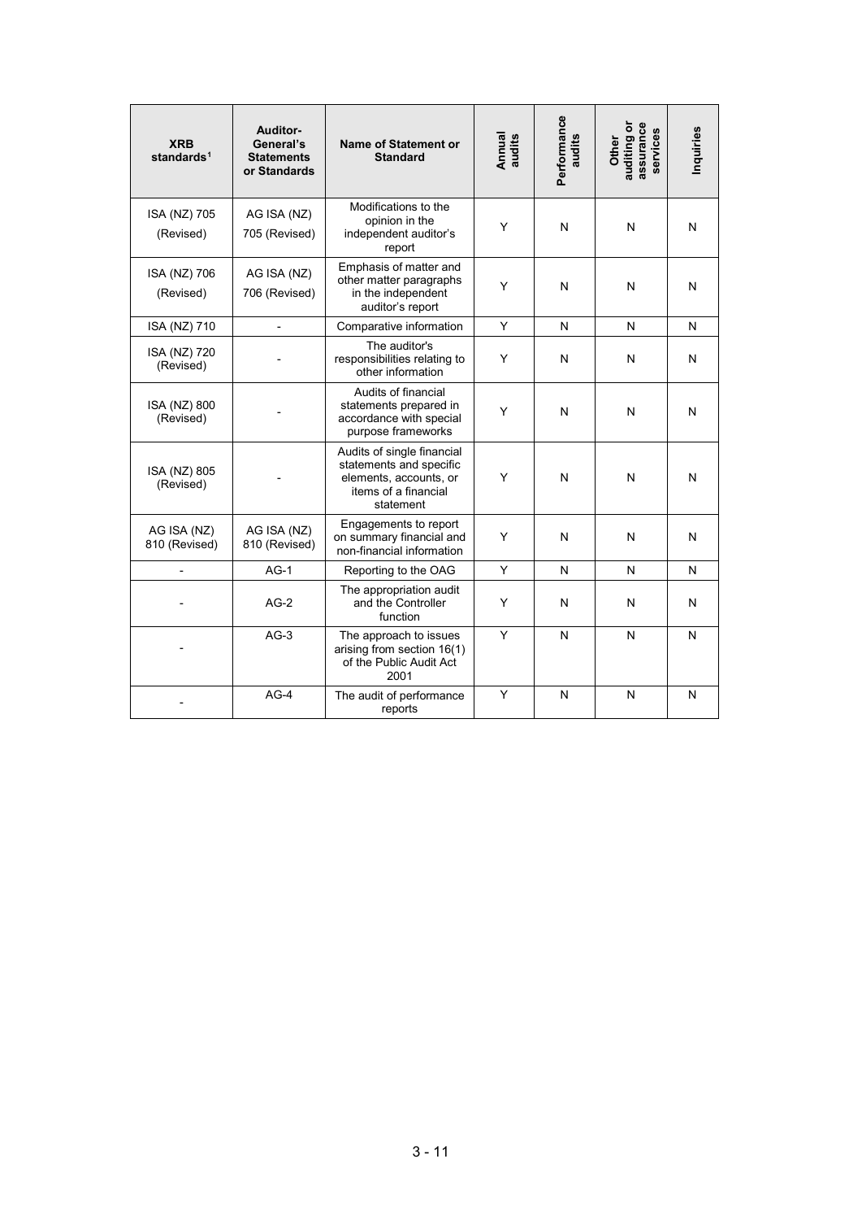| XRB standards[1] | Auditor-General's Statements or Standards | Name of Statement or Standard | Annual audits | Performance audits | Other auditing or assurance services | Inquiries |
|---|---|---|---|---|---|---|
| ISA (NZ) 705 (Revised) | AG ISA (NZ) 705 (Revised) | Modifications to the opinion in the independent auditor's report | Y | N | N | N |
| ISA (NZ) 706 (Revised) | AG ISA (NZ) 706 (Revised) | Emphasis of matter and other matter paragraphs in the independent auditor's report | Y | N | N | N |
| ISA (NZ) 710 | - | Comparative information | Y | N | N | N |
| ISA (NZ) 720 (Revised) | - | The auditor's responsibilities relating to other information | Y | N | N | N |
| ISA (NZ) 800 (Revised) | - | Audits of financial statements prepared in accordance with special purpose frameworks | Y | N | N | N |
| ISA (NZ) 805 (Revised) | - | Audits of single financial statements and specific elements, accounts, or items of a financial statement | Y | N | N | N |
| AG ISA (NZ) 810 (Revised) | AG ISA (NZ) 810 (Revised) | Engagements to report on summary financial and non-financial information | Y | N | N | N |
| - | AG-1 | Reporting to the OAG | Y | N | N | N |
| - | AG-2 | The appropriation audit and the Controller function | Y | N | N | N |
| - | AG-3 | The approach to issues arising from section 16(1) of the Public Audit Act 2001 | Y | N | N | N |
| - | AG-4 | The audit of performance reports | Y | N | N | N |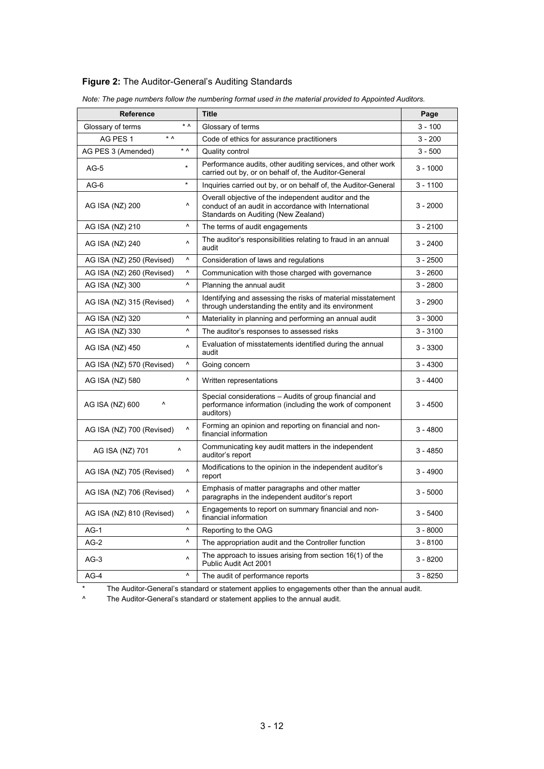**Figure 2:** The Auditor-General's Auditing Standards

*Note: The page numbers follow the numbering format used in the material provided to Appointed Auditors.*

| Reference | | Title | Page |
|---|---|---|---|
| Glossary of terms | * ^ | Glossary of terms | 3 - 100 |
| AG PES 1 | * ^ | Code of ethics for assurance practitioners | 3 - 200 |
| AG PES 3 (Amended) | * ^ | Quality control | 3 - 500 |
| AG-5 | * | Performance audits, other auditing services, and other work carried out by, or on behalf of, the Auditor-General | 3 - 1000 |
| AG-6 | * | Inquiries carried out by, or on behalf of, the Auditor-General | 3 - 1100 |
| AG ISA (NZ) 200 | ^ | Overall objective of the independent auditor and the conduct of an audit in accordance with International Standards on Auditing (New Zealand) | 3 - 2000 |
| AG ISA (NZ) 210 | ^ | The terms of audit engagements | 3 - 2100 |
| AG ISA (NZ) 240 | ^ | The auditor's responsibilities relating to fraud in an annual audit | 3 - 2400 |
| AG ISA (NZ) 250 (Revised) | ^ | Consideration of laws and regulations | 3 - 2500 |
| AG ISA (NZ) 260 (Revised) | ^ | Communication with those charged with governance | 3 - 2600 |
| AG ISA (NZ) 300 | ^ | Planning the annual audit | 3 - 2800 |
| AG ISA (NZ) 315 (Revised) | ^ | Identifying and assessing the risks of material misstatement through understanding the entity and its environment | 3 - 2900 |
| AG ISA (NZ) 320 | ^ | Materiality in planning and performing an annual audit | 3 - 3000 |
| AG ISA (NZ) 330 | ^ | The auditor's responses to assessed risks | 3 - 3100 |
| AG ISA (NZ) 450 | ^ | Evaluation of misstatements identified during the annual audit | 3 - 3300 |
| AG ISA (NZ) 570 (Revised) | ^ | Going concern | 3 - 4300 |
| AG ISA (NZ) 580 | ^ | Written representations | 3 - 4400 |
| AG ISA (NZ) 600 | ^ | Special considerations – Audits of group financial and performance information (including the work of component auditors) | 3 - 4500 |
| AG ISA (NZ) 700 (Revised) | ^ | Forming an opinion and reporting on financial and non-financial information | 3 - 4800 |
| AG ISA (NZ) 701 | ^ | Communicating key audit matters in the independent auditor's report | 3 - 4850 |
| AG ISA (NZ) 705 (Revised) | ^ | Modifications to the opinion in the independent auditor's report | 3 - 4900 |
| AG ISA (NZ) 706 (Revised) | ^ | Emphasis of matter paragraphs and other matter paragraphs in the independent auditor's report | 3 - 5000 |
| AG ISA (NZ) 810 (Revised) | ^ | Engagements to report on summary financial and non-financial information | 3 - 5400 |
| AG-1 | ^ | Reporting to the OAG | 3 - 8000 |
| AG-2 | ^ | The appropriation audit and the Controller function | 3 - 8100 |
| AG-3 | ^ | The approach to issues arising from section 16(1) of the Public Audit Act 2001 | 3 - 8200 |
| AG-4 | ^ | The audit of performance reports | 3 - 8250 |

\* The Auditor-General's standard or statement applies to engagements other than the annual audit.

^ The Auditor-General's standard or statement applies to the annual audit.